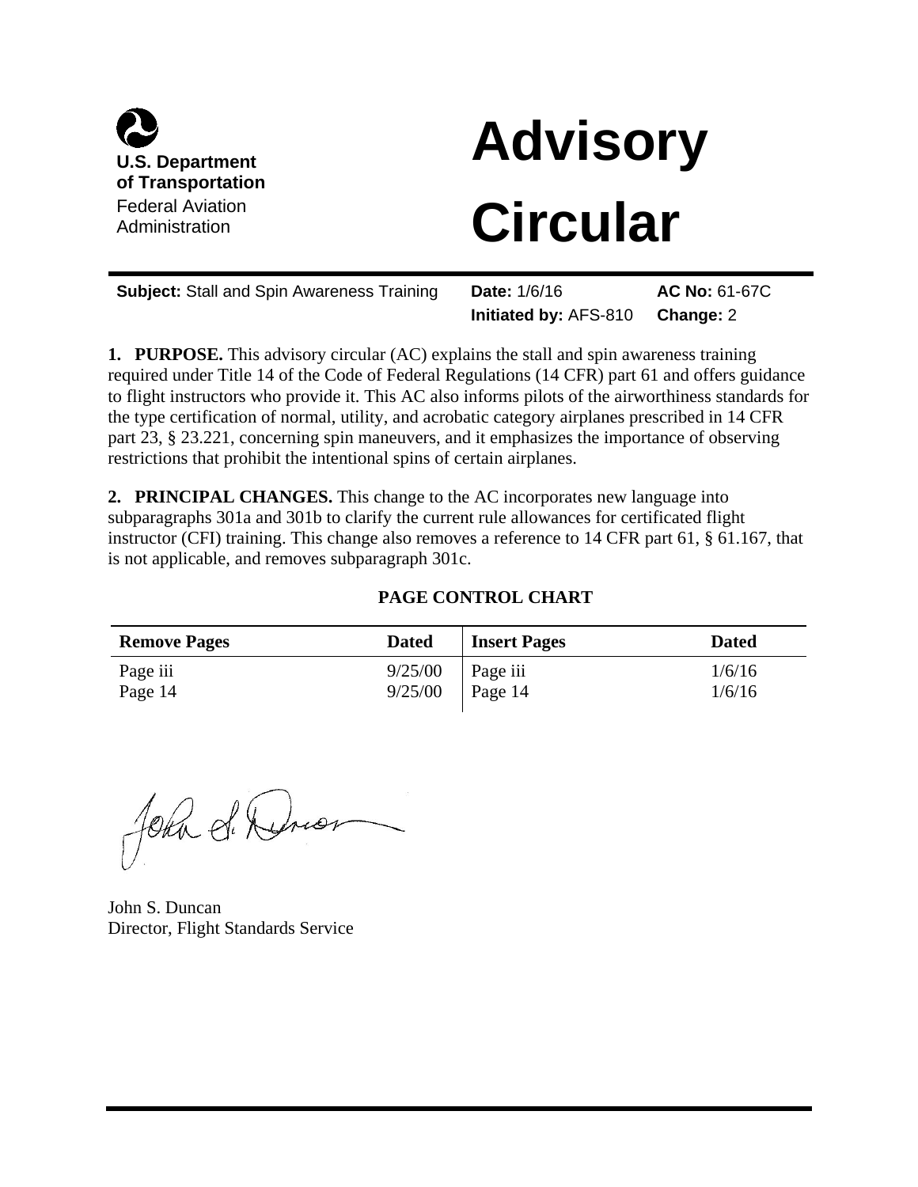U.S. Department of Transportation
Federal Aviation Administration

# Advisory Circular

**Subject:** Stall and Spin Awareness Training

**Date:** 1/6/16

**Initiated by:** AFS-810

**AC No:** 61-67C

**Change:** 2

**1. PURPOSE.** This advisory circular (AC) explains the stall and spin awareness training required under Title 14 of the Code of Federal Regulations (14 CFR) part 61 and offers guidance to flight instructors who provide it. This AC also informs pilots of the airworthiness standards for the type certification of normal, utility, and acrobatic category airplanes prescribed in 14 CFR part 23, § 23.221, concerning spin maneuvers, and it emphasizes the importance of observing restrictions that prohibit the intentional spins of certain airplanes.

**2. PRINCIPAL CHANGES.** This change to the AC incorporates new language into subparagraphs 301a and 301b to clarify the current rule allowances for certificated flight instructor (CFI) training. This change also removes a reference to 14 CFR part 61, § 61.167, that is not applicable, and removes subparagraph 301c.

**PAGE CONTROL CHART**

| Remove Pages | Dated | Insert Pages | Dated |
|---|---|---|---|
| Page iii | 9/25/00 | Page iii | 1/6/16 |
| Page 14 | 9/25/00 | Page 14 | 1/6/16 |

John S. Duncan
Director, Flight Standards Service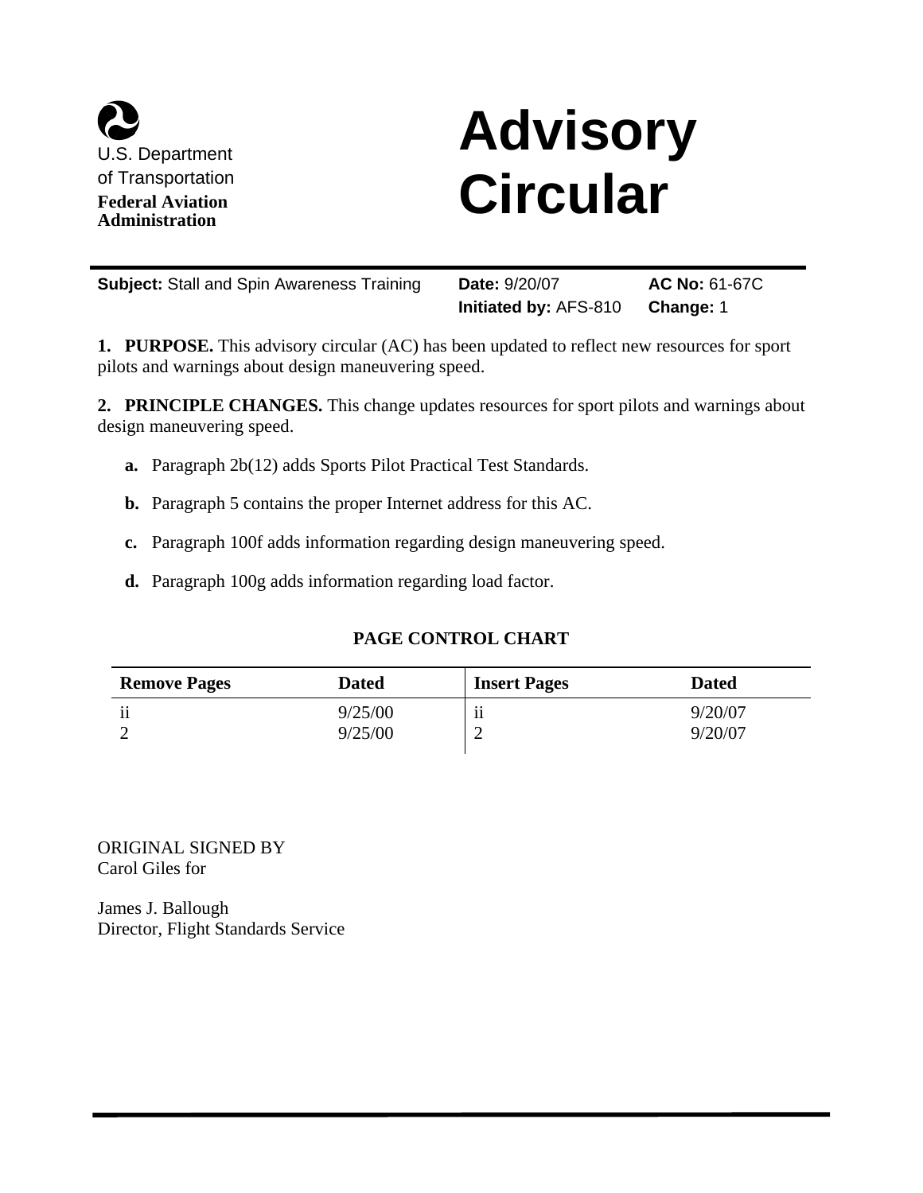U.S. Department of Transportation
**Federal Aviation Administration**

# Advisory Circular

| | | |
|---|---|---|
| **Subject:** Stall and Spin Awareness Training | **Date:** 9/20/07 | **AC No:** 61-67C |
| | **Initiated by:** AFS-810 | **Change:** 1 |

**1. PURPOSE.** This advisory circular (AC) has been updated to reflect new resources for sport pilots and warnings about design maneuvering speed.

**2. PRINCIPLE CHANGES.** This change updates resources for sport pilots and warnings about design maneuvering speed.

- **a.** Paragraph 2b(12) adds Sports Pilot Practical Test Standards.
- **b.** Paragraph 5 contains the proper Internet address for this AC.
- **c.** Paragraph 100f adds information regarding design maneuvering speed.
- **d.** Paragraph 100g adds information regarding load factor.

**PAGE CONTROL CHART**

| Remove Pages | Dated | Insert Pages | Dated |
|---|---|---|---|
| ii | 9/25/00 | ii | 9/20/07 |
| 2 | 9/25/00 | 2 | 9/20/07 |

ORIGINAL SIGNED BY
Carol Giles for

James J. Ballough
Director, Flight Standards Service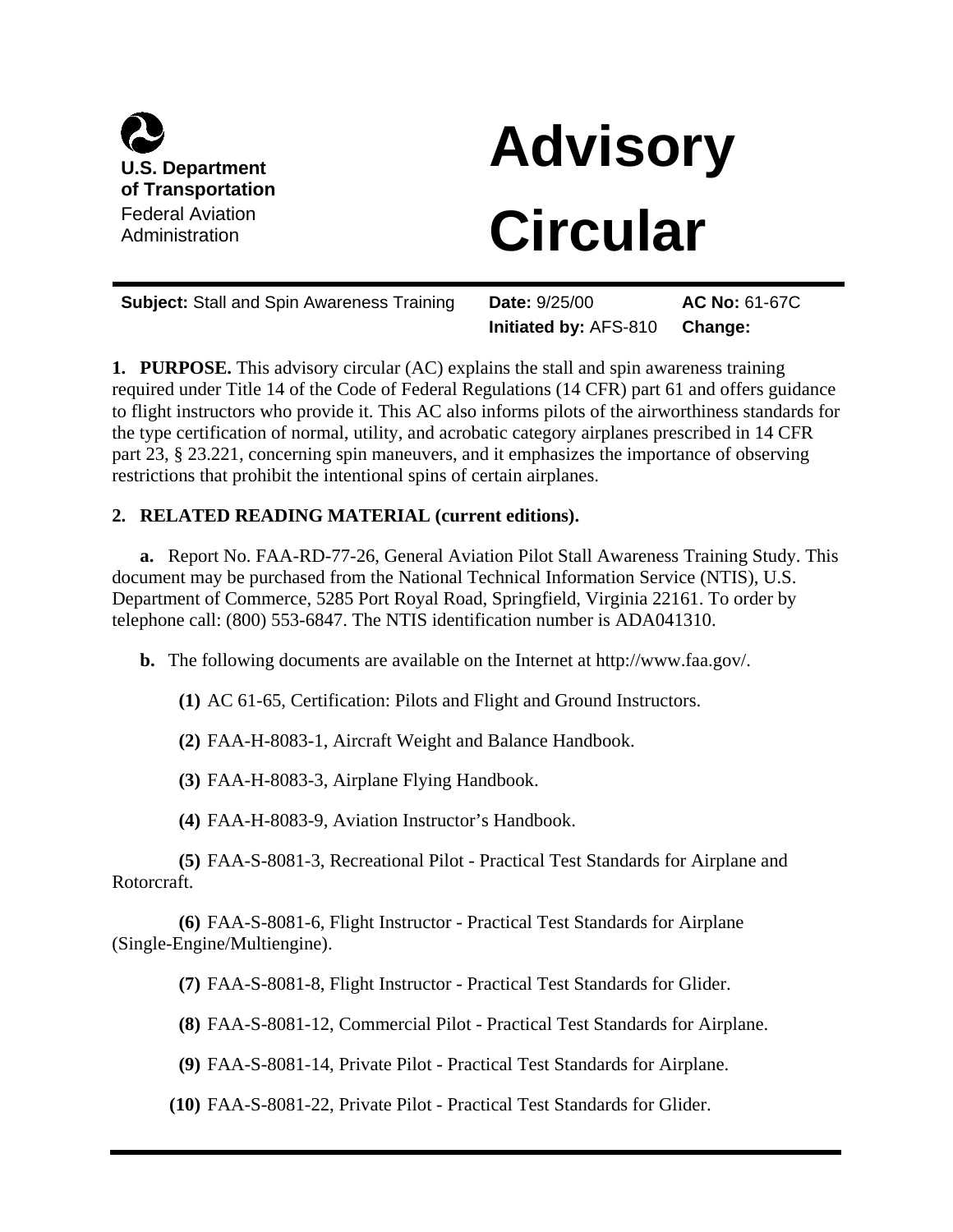U.S. Department of Transportation

Federal Aviation Administration

# Advisory Circular

**Subject:** Stall and Spin Awareness Training

**Date:** 9/25/00

**Initiated by:** AFS-810

**AC No:** 61-67C

**Change:**

**1. PURPOSE.** This advisory circular (AC) explains the stall and spin awareness training required under Title 14 of the Code of Federal Regulations (14 CFR) part 61 and offers guidance to flight instructors who provide it. This AC also informs pilots of the airworthiness standards for the type certification of normal, utility, and acrobatic category airplanes prescribed in 14 CFR part 23, § 23.221, concerning spin maneuvers, and it emphasizes the importance of observing restrictions that prohibit the intentional spins of certain airplanes.

**2. RELATED READING MATERIAL (current editions).**

**a.** Report No. FAA-RD-77-26, General Aviation Pilot Stall Awareness Training Study. This document may be purchased from the National Technical Information Service (NTIS), U.S. Department of Commerce, 5285 Port Royal Road, Springfield, Virginia 22161. To order by telephone call: (800) 553-6847. The NTIS identification number is ADA041310.

**b.** The following documents are available on the Internet at http://www.faa.gov/.

**(1)** AC 61-65, Certification: Pilots and Flight and Ground Instructors.

**(2)** FAA-H-8083-1, Aircraft Weight and Balance Handbook.

**(3)** FAA-H-8083-3, Airplane Flying Handbook.

**(4)** FAA-H-8083-9, Aviation Instructor's Handbook.

**(5)** FAA-S-8081-3, Recreational Pilot - Practical Test Standards for Airplane and Rotorcraft.

**(6)** FAA-S-8081-6, Flight Instructor - Practical Test Standards for Airplane (Single-Engine/Multiengine).

**(7)** FAA-S-8081-8, Flight Instructor - Practical Test Standards for Glider.

**(8)** FAA-S-8081-12, Commercial Pilot - Practical Test Standards for Airplane.

**(9)** FAA-S-8081-14, Private Pilot - Practical Test Standards for Airplane.

**(10)** FAA-S-8081-22, Private Pilot - Practical Test Standards for Glider.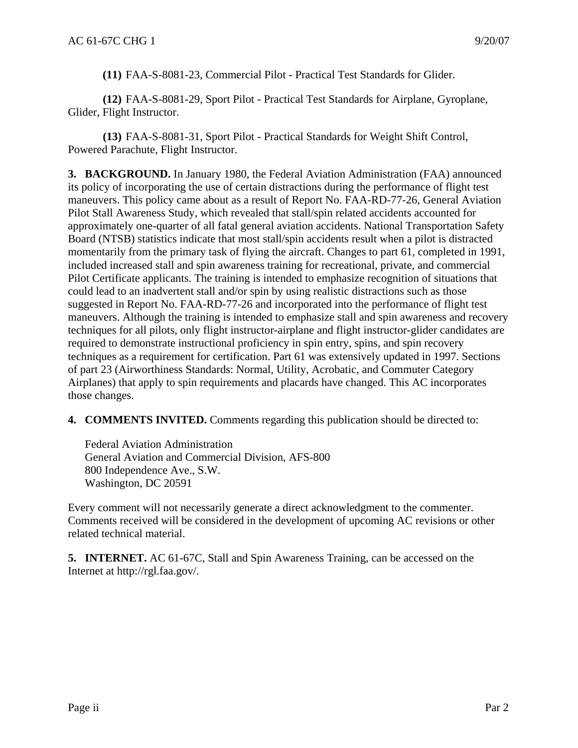**(11)** FAA-S-8081-23, Commercial Pilot - Practical Test Standards for Glider.

**(12)** FAA-S-8081-29, Sport Pilot - Practical Test Standards for Airplane, Gyroplane, Glider, Flight Instructor.

**(13)** FAA-S-8081-31, Sport Pilot - Practical Standards for Weight Shift Control, Powered Parachute, Flight Instructor.

**3. BACKGROUND.** In January 1980, the Federal Aviation Administration (FAA) announced its policy of incorporating the use of certain distractions during the performance of flight test maneuvers. This policy came about as a result of Report No. FAA-RD-77-26, General Aviation Pilot Stall Awareness Study, which revealed that stall/spin related accidents accounted for approximately one-quarter of all fatal general aviation accidents. National Transportation Safety Board (NTSB) statistics indicate that most stall/spin accidents result when a pilot is distracted momentarily from the primary task of flying the aircraft. Changes to part 61, completed in 1991, included increased stall and spin awareness training for recreational, private, and commercial Pilot Certificate applicants. The training is intended to emphasize recognition of situations that could lead to an inadvertent stall and/or spin by using realistic distractions such as those suggested in Report No. FAA-RD-77-26 and incorporated into the performance of flight test maneuvers. Although the training is intended to emphasize stall and spin awareness and recovery techniques for all pilots, only flight instructor-airplane and flight instructor-glider candidates are required to demonstrate instructional proficiency in spin entry, spins, and spin recovery techniques as a requirement for certification. Part 61 was extensively updated in 1997. Sections of part 23 (Airworthiness Standards: Normal, Utility, Acrobatic, and Commuter Category Airplanes) that apply to spin requirements and placards have changed. This AC incorporates those changes.

**4. COMMENTS INVITED.** Comments regarding this publication should be directed to:

Federal Aviation Administration
General Aviation and Commercial Division, AFS-800
800 Independence Ave., S.W.
Washington, DC 20591

Every comment will not necessarily generate a direct acknowledgment to the commenter. Comments received will be considered in the development of upcoming AC revisions or other related technical material.

**5. INTERNET.** AC 61-67C, Stall and Spin Awareness Training, can be accessed on the Internet at http://rgl.faa.gov/.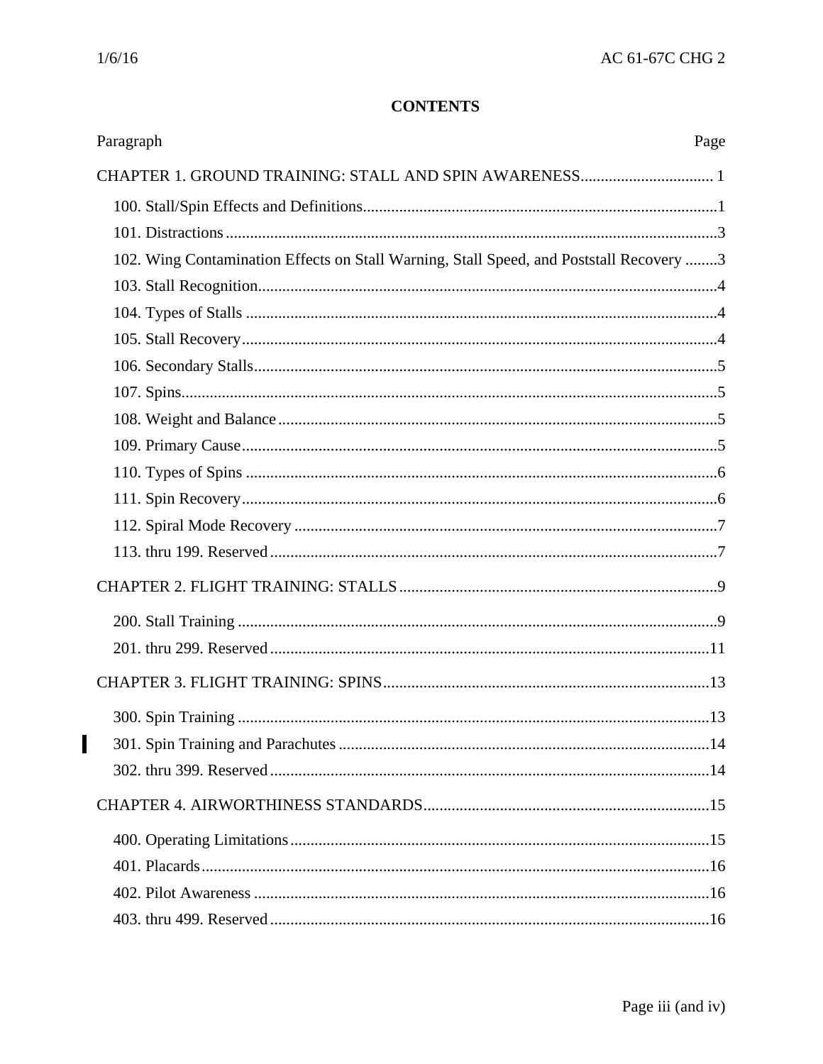# CONTENTS

| Paragraph | Page |
|---|---|
| CHAPTER 1. GROUND TRAINING: STALL AND SPIN AWARENESS | 1 |
| 100. Stall/Spin Effects and Definitions | 1 |
| 101. Distractions | 3 |
| 102. Wing Contamination Effects on Stall Warning, Stall Speed, and Poststall Recovery | 3 |
| 103. Stall Recognition | 4 |
| 104. Types of Stalls | 4 |
| 105. Stall Recovery | 4 |
| 106. Secondary Stalls | 5 |
| 107. Spins | 5 |
| 108. Weight and Balance | 5 |
| 109. Primary Cause | 5 |
| 110. Types of Spins | 6 |
| 111. Spin Recovery | 6 |
| 112. Spiral Mode Recovery | 7 |
| 113. thru 199. Reserved | 7 |
| CHAPTER 2. FLIGHT TRAINING: STALLS | 9 |
| 200. Stall Training | 9 |
| 201. thru 299. Reserved | 11 |
| CHAPTER 3. FLIGHT TRAINING: SPINS | 13 |
| 300. Spin Training | 13 |
| 301. Spin Training and Parachutes | 14 |
| 302. thru 399. Reserved | 14 |
| CHAPTER 4. AIRWORTHINESS STANDARDS | 15 |
| 400. Operating Limitations | 15 |
| 401. Placards | 16 |
| 402. Pilot Awareness | 16 |
| 403. thru 499. Reserved | 16 |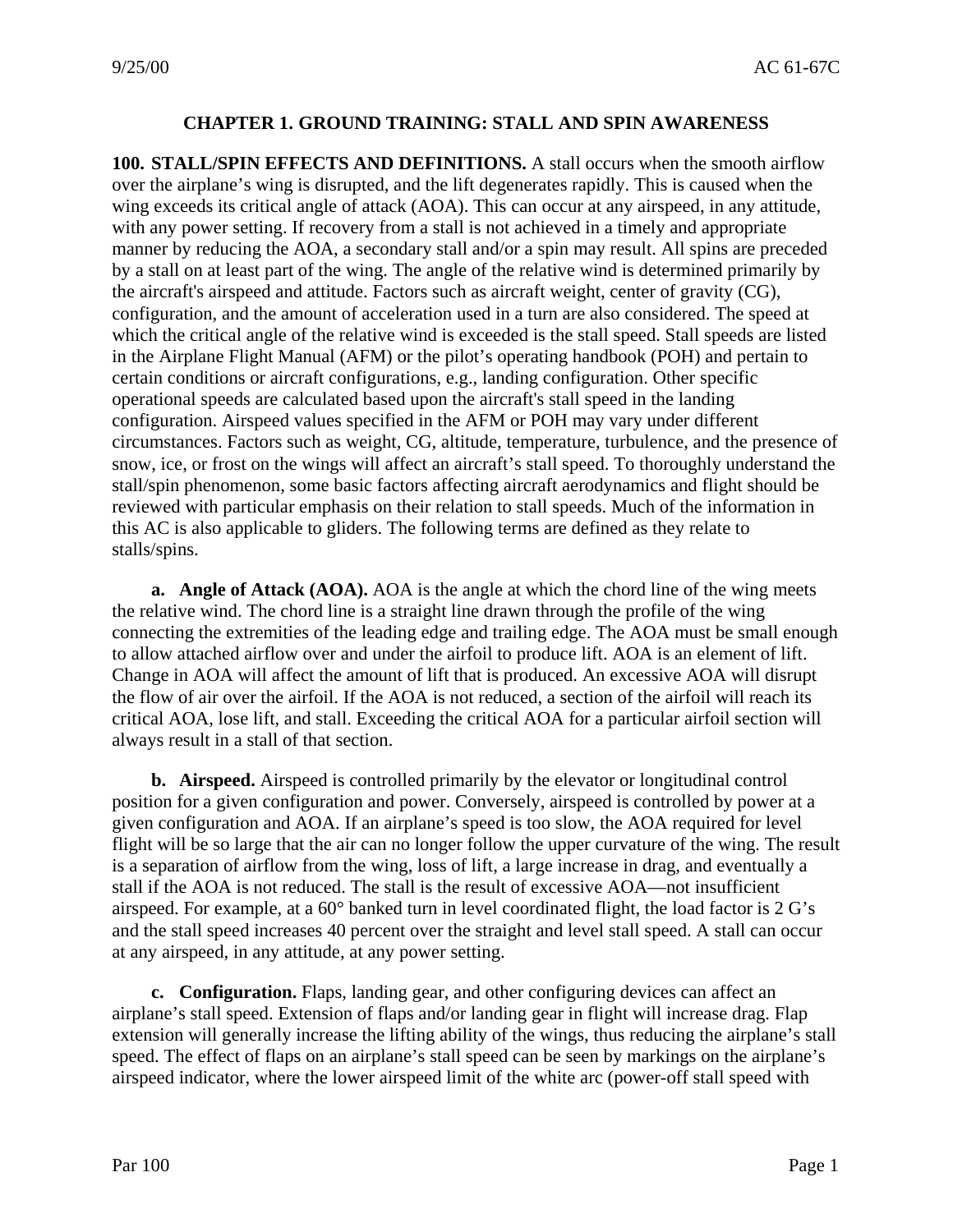## CHAPTER 1. GROUND TRAINING: STALL AND SPIN AWARENESS

**100. STALL/SPIN EFFECTS AND DEFINITIONS.** A stall occurs when the smooth airflow over the airplane's wing is disrupted, and the lift degenerates rapidly. This is caused when the wing exceeds its critical angle of attack (AOA). This can occur at any airspeed, in any attitude, with any power setting. If recovery from a stall is not achieved in a timely and appropriate manner by reducing the AOA, a secondary stall and/or a spin may result. All spins are preceded by a stall on at least part of the wing. The angle of the relative wind is determined primarily by the aircraft's airspeed and attitude. Factors such as aircraft weight, center of gravity (CG), configuration, and the amount of acceleration used in a turn are also considered. The speed at which the critical angle of the relative wind is exceeded is the stall speed. Stall speeds are listed in the Airplane Flight Manual (AFM) or the pilot's operating handbook (POH) and pertain to certain conditions or aircraft configurations, e.g., landing configuration. Other specific operational speeds are calculated based upon the aircraft's stall speed in the landing configuration. Airspeed values specified in the AFM or POH may vary under different circumstances. Factors such as weight, CG, altitude, temperature, turbulence, and the presence of snow, ice, or frost on the wings will affect an aircraft's stall speed. To thoroughly understand the stall/spin phenomenon, some basic factors affecting aircraft aerodynamics and flight should be reviewed with particular emphasis on their relation to stall speeds. Much of the information in this AC is also applicable to gliders. The following terms are defined as they relate to stalls/spins.

**a. Angle of Attack (AOA).** AOA is the angle at which the chord line of the wing meets the relative wind. The chord line is a straight line drawn through the profile of the wing connecting the extremities of the leading edge and trailing edge. The AOA must be small enough to allow attached airflow over and under the airfoil to produce lift. AOA is an element of lift. Change in AOA will affect the amount of lift that is produced. An excessive AOA will disrupt the flow of air over the airfoil. If the AOA is not reduced, a section of the airfoil will reach its critical AOA, lose lift, and stall. Exceeding the critical AOA for a particular airfoil section will always result in a stall of that section.

**b. Airspeed.** Airspeed is controlled primarily by the elevator or longitudinal control position for a given configuration and power. Conversely, airspeed is controlled by power at a given configuration and AOA. If an airplane's speed is too slow, the AOA required for level flight will be so large that the air can no longer follow the upper curvature of the wing. The result is a separation of airflow from the wing, loss of lift, a large increase in drag, and eventually a stall if the AOA is not reduced. The stall is the result of excessive AOA—not insufficient airspeed. For example, at a 60° banked turn in level coordinated flight, the load factor is 2 G's and the stall speed increases 40 percent over the straight and level stall speed. A stall can occur at any airspeed, in any attitude, at any power setting.

**c. Configuration.** Flaps, landing gear, and other configuring devices can affect an airplane's stall speed. Extension of flaps and/or landing gear in flight will increase drag. Flap extension will generally increase the lifting ability of the wings, thus reducing the airplane's stall speed. The effect of flaps on an airplane's stall speed can be seen by markings on the airplane's airspeed indicator, where the lower airspeed limit of the white arc (power-off stall speed with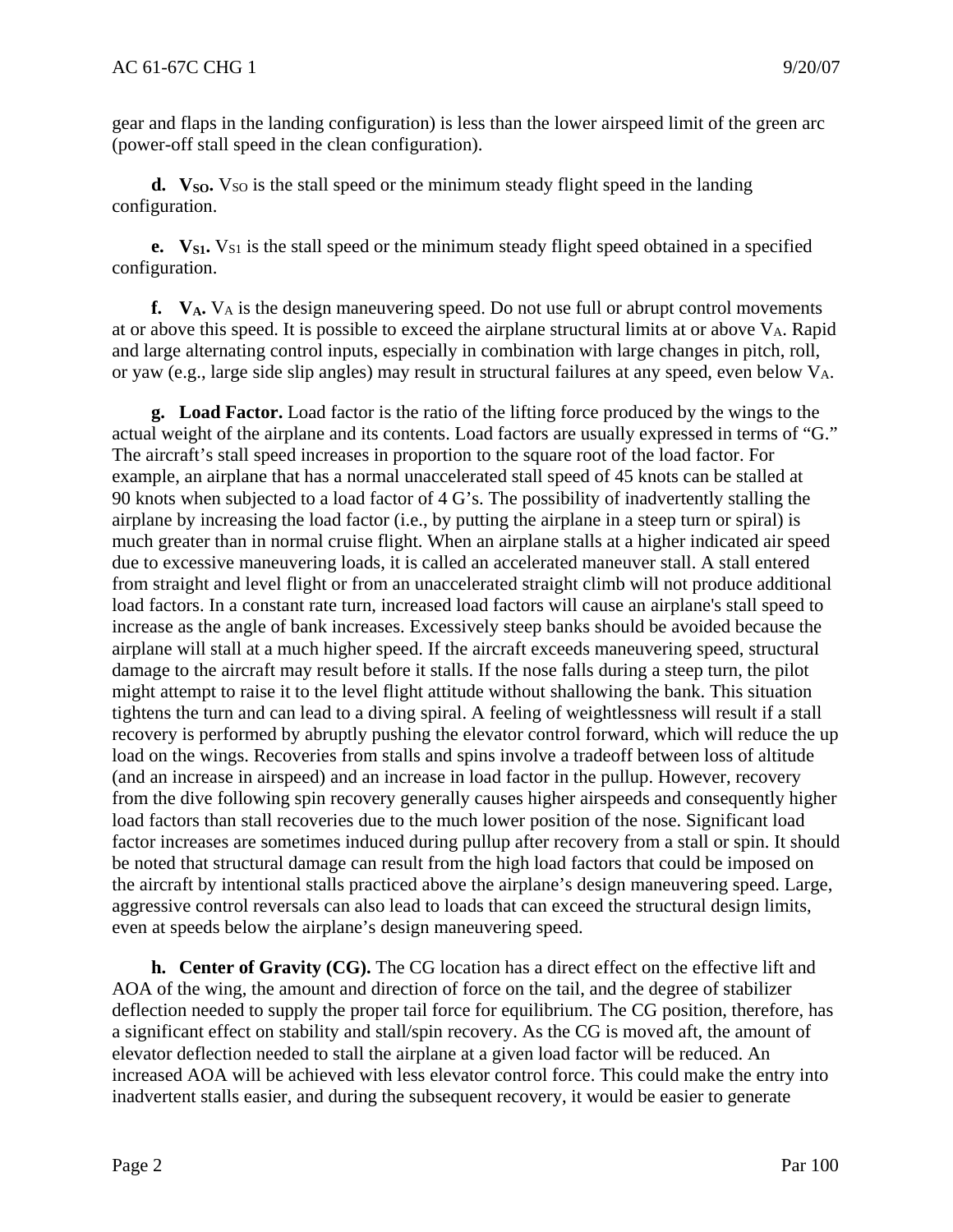gear and flaps in the landing configuration) is less than the lower airspeed limit of the green arc (power-off stall speed in the clean configuration).

**d. $V_{SO}$.** $V_{SO}$ is the stall speed or the minimum steady flight speed in the landing configuration.

**e. $V_{S1}$.** $V_{S1}$ is the stall speed or the minimum steady flight speed obtained in a specified configuration.

**f. $V_A$.** $V_A$ is the design maneuvering speed. Do not use full or abrupt control movements at or above this speed. It is possible to exceed the airplane structural limits at or above $V_A$. Rapid and large alternating control inputs, especially in combination with large changes in pitch, roll, or yaw (e.g., large side slip angles) may result in structural failures at any speed, even below $V_A$.

**g. Load Factor.** Load factor is the ratio of the lifting force produced by the wings to the actual weight of the airplane and its contents. Load factors are usually expressed in terms of "G." The aircraft's stall speed increases in proportion to the square root of the load factor. For example, an airplane that has a normal unaccelerated stall speed of 45 knots can be stalled at 90 knots when subjected to a load factor of 4 G's. The possibility of inadvertently stalling the airplane by increasing the load factor (i.e., by putting the airplane in a steep turn or spiral) is much greater than in normal cruise flight. When an airplane stalls at a higher indicated air speed due to excessive maneuvering loads, it is called an accelerated maneuver stall. A stall entered from straight and level flight or from an unaccelerated straight climb will not produce additional load factors. In a constant rate turn, increased load factors will cause an airplane's stall speed to increase as the angle of bank increases. Excessively steep banks should be avoided because the airplane will stall at a much higher speed. If the aircraft exceeds maneuvering speed, structural damage to the aircraft may result before it stalls. If the nose falls during a steep turn, the pilot might attempt to raise it to the level flight attitude without shallowing the bank. This situation tightens the turn and can lead to a diving spiral. A feeling of weightlessness will result if a stall recovery is performed by abruptly pushing the elevator control forward, which will reduce the up load on the wings. Recoveries from stalls and spins involve a tradeoff between loss of altitude (and an increase in airspeed) and an increase in load factor in the pullup. However, recovery from the dive following spin recovery generally causes higher airspeeds and consequently higher load factors than stall recoveries due to the much lower position of the nose. Significant load factor increases are sometimes induced during pullup after recovery from a stall or spin. It should be noted that structural damage can result from the high load factors that could be imposed on the aircraft by intentional stalls practiced above the airplane's design maneuvering speed. Large, aggressive control reversals can also lead to loads that can exceed the structural design limits, even at speeds below the airplane's design maneuvering speed.

**h. Center of Gravity (CG).** The CG location has a direct effect on the effective lift and AOA of the wing, the amount and direction of force on the tail, and the degree of stabilizer deflection needed to supply the proper tail force for equilibrium. The CG position, therefore, has a significant effect on stability and stall/spin recovery. As the CG is moved aft, the amount of elevator deflection needed to stall the airplane at a given load factor will be reduced. An increased AOA will be achieved with less elevator control force. This could make the entry into inadvertent stalls easier, and during the subsequent recovery, it would be easier to generate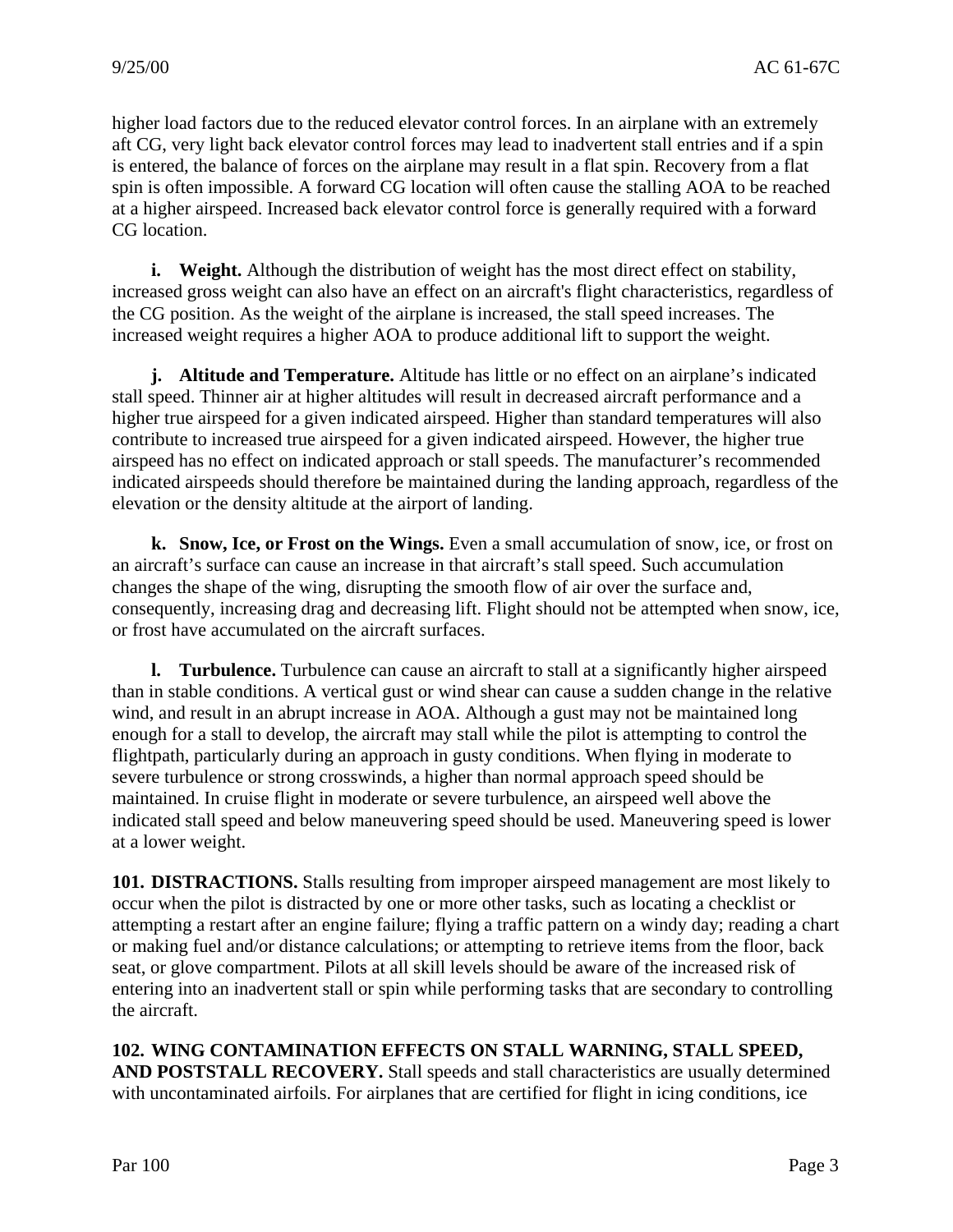higher load factors due to the reduced elevator control forces. In an airplane with an extremely aft CG, very light back elevator control forces may lead to inadvertent stall entries and if a spin is entered, the balance of forces on the airplane may result in a flat spin. Recovery from a flat spin is often impossible. A forward CG location will often cause the stalling AOA to be reached at a higher airspeed. Increased back elevator control force is generally required with a forward CG location.

**i. Weight.** Although the distribution of weight has the most direct effect on stability, increased gross weight can also have an effect on an aircraft's flight characteristics, regardless of the CG position. As the weight of the airplane is increased, the stall speed increases. The increased weight requires a higher AOA to produce additional lift to support the weight.

**j. Altitude and Temperature.** Altitude has little or no effect on an airplane's indicated stall speed. Thinner air at higher altitudes will result in decreased aircraft performance and a higher true airspeed for a given indicated airspeed. Higher than standard temperatures will also contribute to increased true airspeed for a given indicated airspeed. However, the higher true airspeed has no effect on indicated approach or stall speeds. The manufacturer's recommended indicated airspeeds should therefore be maintained during the landing approach, regardless of the elevation or the density altitude at the airport of landing.

**k. Snow, Ice, or Frost on the Wings.** Even a small accumulation of snow, ice, or frost on an aircraft's surface can cause an increase in that aircraft's stall speed. Such accumulation changes the shape of the wing, disrupting the smooth flow of air over the surface and, consequently, increasing drag and decreasing lift. Flight should not be attempted when snow, ice, or frost have accumulated on the aircraft surfaces.

**l. Turbulence.** Turbulence can cause an aircraft to stall at a significantly higher airspeed than in stable conditions. A vertical gust or wind shear can cause a sudden change in the relative wind, and result in an abrupt increase in AOA. Although a gust may not be maintained long enough for a stall to develop, the aircraft may stall while the pilot is attempting to control the flightpath, particularly during an approach in gusty conditions. When flying in moderate to severe turbulence or strong crosswinds, a higher than normal approach speed should be maintained. In cruise flight in moderate or severe turbulence, an airspeed well above the indicated stall speed and below maneuvering speed should be used. Maneuvering speed is lower at a lower weight.

**101. DISTRACTIONS.** Stalls resulting from improper airspeed management are most likely to occur when the pilot is distracted by one or more other tasks, such as locating a checklist or attempting a restart after an engine failure; flying a traffic pattern on a windy day; reading a chart or making fuel and/or distance calculations; or attempting to retrieve items from the floor, back seat, or glove compartment. Pilots at all skill levels should be aware of the increased risk of entering into an inadvertent stall or spin while performing tasks that are secondary to controlling the aircraft.

**102. WING CONTAMINATION EFFECTS ON STALL WARNING, STALL SPEED, AND POSTSTALL RECOVERY.** Stall speeds and stall characteristics are usually determined with uncontaminated airfoils. For airplanes that are certified for flight in icing conditions, ice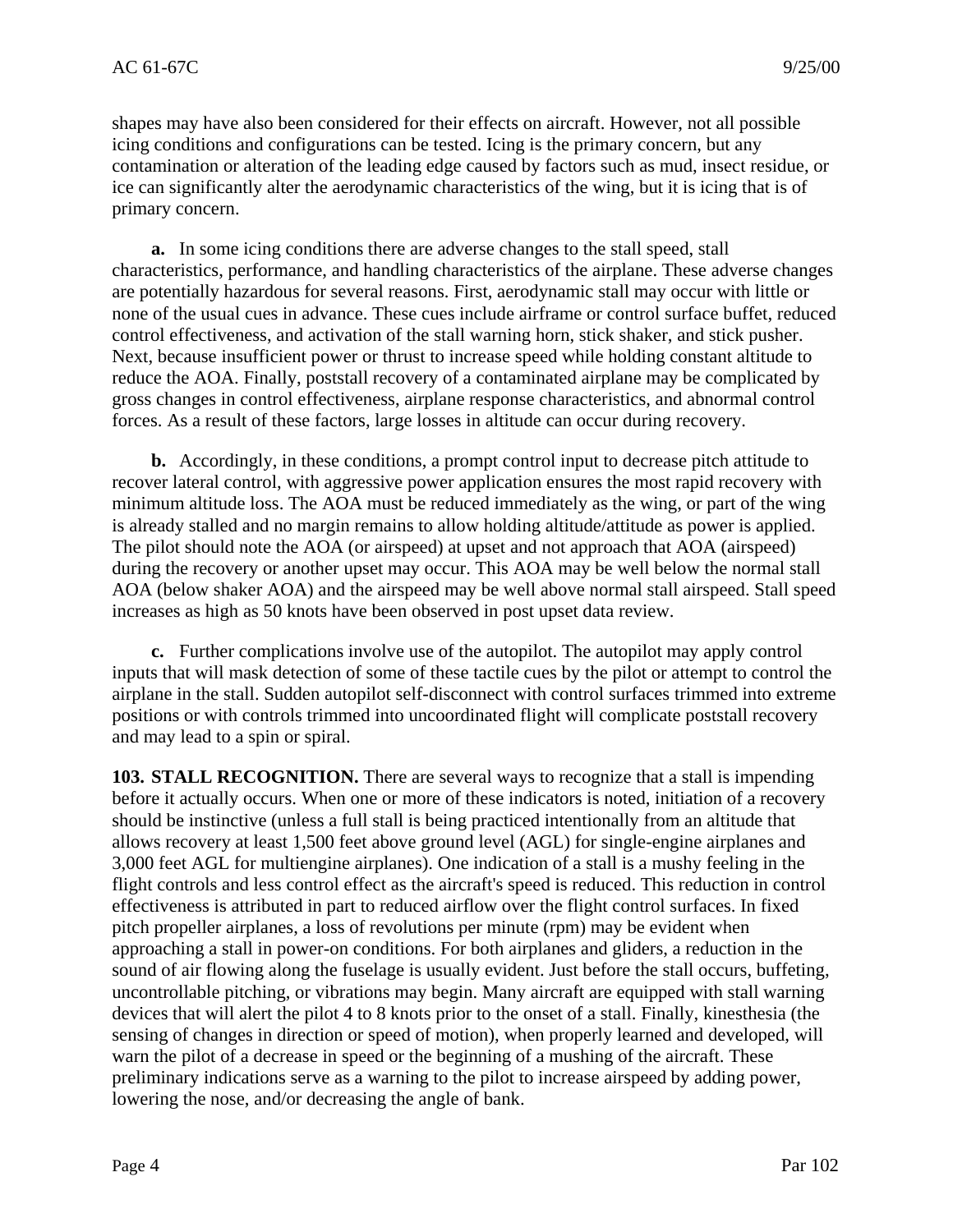shapes may have also been considered for their effects on aircraft. However, not all possible icing conditions and configurations can be tested. Icing is the primary concern, but any contamination or alteration of the leading edge caused by factors such as mud, insect residue, or ice can significantly alter the aerodynamic characteristics of the wing, but it is icing that is of primary concern.

**a.** In some icing conditions there are adverse changes to the stall speed, stall characteristics, performance, and handling characteristics of the airplane. These adverse changes are potentially hazardous for several reasons. First, aerodynamic stall may occur with little or none of the usual cues in advance. These cues include airframe or control surface buffet, reduced control effectiveness, and activation of the stall warning horn, stick shaker, and stick pusher. Next, because insufficient power or thrust to increase speed while holding constant altitude to reduce the AOA. Finally, poststall recovery of a contaminated airplane may be complicated by gross changes in control effectiveness, airplane response characteristics, and abnormal control forces. As a result of these factors, large losses in altitude can occur during recovery.

**b.** Accordingly, in these conditions, a prompt control input to decrease pitch attitude to recover lateral control, with aggressive power application ensures the most rapid recovery with minimum altitude loss. The AOA must be reduced immediately as the wing, or part of the wing is already stalled and no margin remains to allow holding altitude/attitude as power is applied. The pilot should note the AOA (or airspeed) at upset and not approach that AOA (airspeed) during the recovery or another upset may occur. This AOA may be well below the normal stall AOA (below shaker AOA) and the airspeed may be well above normal stall airspeed. Stall speed increases as high as 50 knots have been observed in post upset data review.

**c.** Further complications involve use of the autopilot. The autopilot may apply control inputs that will mask detection of some of these tactile cues by the pilot or attempt to control the airplane in the stall. Sudden autopilot self-disconnect with control surfaces trimmed into extreme positions or with controls trimmed into uncoordinated flight will complicate poststall recovery and may lead to a spin or spiral.

**103. STALL RECOGNITION.** There are several ways to recognize that a stall is impending before it actually occurs. When one or more of these indicators is noted, initiation of a recovery should be instinctive (unless a full stall is being practiced intentionally from an altitude that allows recovery at least 1,500 feet above ground level (AGL) for single-engine airplanes and 3,000 feet AGL for multiengine airplanes). One indication of a stall is a mushy feeling in the flight controls and less control effect as the aircraft's speed is reduced. This reduction in control effectiveness is attributed in part to reduced airflow over the flight control surfaces. In fixed pitch propeller airplanes, a loss of revolutions per minute (rpm) may be evident when approaching a stall in power-on conditions. For both airplanes and gliders, a reduction in the sound of air flowing along the fuselage is usually evident. Just before the stall occurs, buffeting, uncontrollable pitching, or vibrations may begin. Many aircraft are equipped with stall warning devices that will alert the pilot 4 to 8 knots prior to the onset of a stall. Finally, kinesthesia (the sensing of changes in direction or speed of motion), when properly learned and developed, will warn the pilot of a decrease in speed or the beginning of a mushing of the aircraft. These preliminary indications serve as a warning to the pilot to increase airspeed by adding power, lowering the nose, and/or decreasing the angle of bank.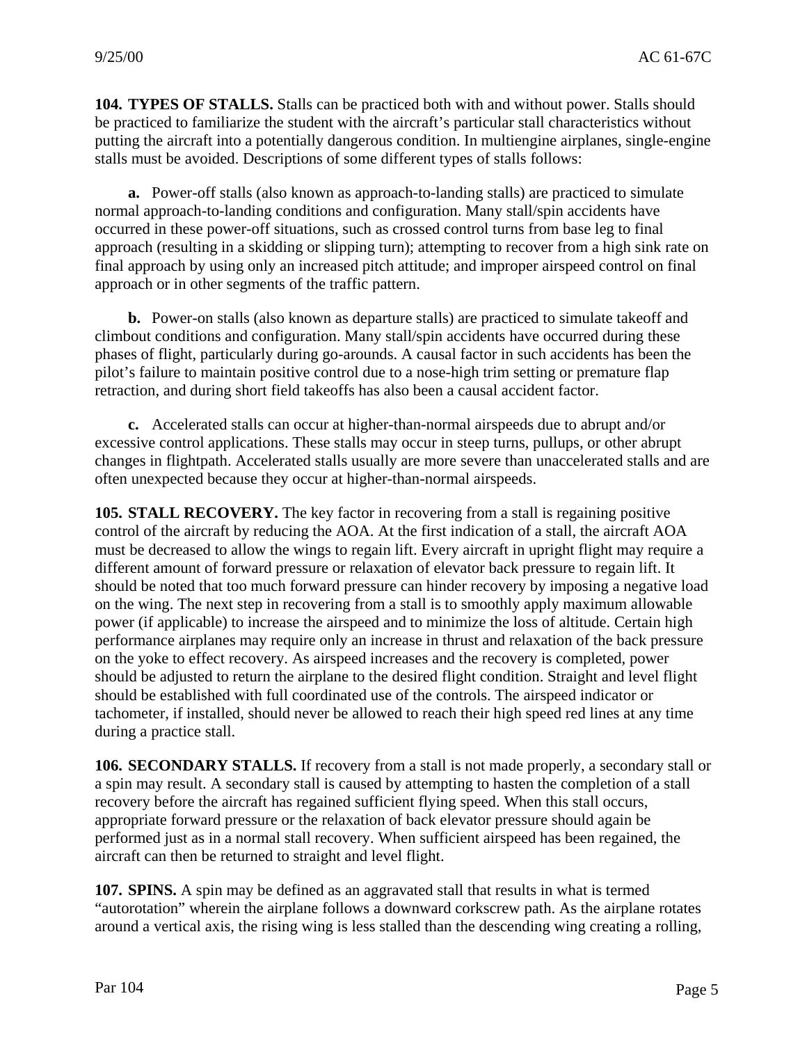**104. TYPES OF STALLS.** Stalls can be practiced both with and without power. Stalls should be practiced to familiarize the student with the aircraft's particular stall characteristics without putting the aircraft into a potentially dangerous condition. In multiengine airplanes, single-engine stalls must be avoided. Descriptions of some different types of stalls follows:

**a.** Power-off stalls (also known as approach-to-landing stalls) are practiced to simulate normal approach-to-landing conditions and configuration. Many stall/spin accidents have occurred in these power-off situations, such as crossed control turns from base leg to final approach (resulting in a skidding or slipping turn); attempting to recover from a high sink rate on final approach by using only an increased pitch attitude; and improper airspeed control on final approach or in other segments of the traffic pattern.

**b.** Power-on stalls (also known as departure stalls) are practiced to simulate takeoff and climbout conditions and configuration. Many stall/spin accidents have occurred during these phases of flight, particularly during go-arounds. A causal factor in such accidents has been the pilot's failure to maintain positive control due to a nose-high trim setting or premature flap retraction, and during short field takeoffs has also been a causal accident factor.

**c.** Accelerated stalls can occur at higher-than-normal airspeeds due to abrupt and/or excessive control applications. These stalls may occur in steep turns, pullups, or other abrupt changes in flightpath. Accelerated stalls usually are more severe than unaccelerated stalls and are often unexpected because they occur at higher-than-normal airspeeds.

**105. STALL RECOVERY.** The key factor in recovering from a stall is regaining positive control of the aircraft by reducing the AOA. At the first indication of a stall, the aircraft AOA must be decreased to allow the wings to regain lift. Every aircraft in upright flight may require a different amount of forward pressure or relaxation of elevator back pressure to regain lift. It should be noted that too much forward pressure can hinder recovery by imposing a negative load on the wing. The next step in recovering from a stall is to smoothly apply maximum allowable power (if applicable) to increase the airspeed and to minimize the loss of altitude. Certain high performance airplanes may require only an increase in thrust and relaxation of the back pressure on the yoke to effect recovery. As airspeed increases and the recovery is completed, power should be adjusted to return the airplane to the desired flight condition. Straight and level flight should be established with full coordinated use of the controls. The airspeed indicator or tachometer, if installed, should never be allowed to reach their high speed red lines at any time during a practice stall.

**106. SECONDARY STALLS.** If recovery from a stall is not made properly, a secondary stall or a spin may result. A secondary stall is caused by attempting to hasten the completion of a stall recovery before the aircraft has regained sufficient flying speed. When this stall occurs, appropriate forward pressure or the relaxation of back elevator pressure should again be performed just as in a normal stall recovery. When sufficient airspeed has been regained, the aircraft can then be returned to straight and level flight.

**107. SPINS.** A spin may be defined as an aggravated stall that results in what is termed "autorotation" wherein the airplane follows a downward corkscrew path. As the airplane rotates around a vertical axis, the rising wing is less stalled than the descending wing creating a rolling,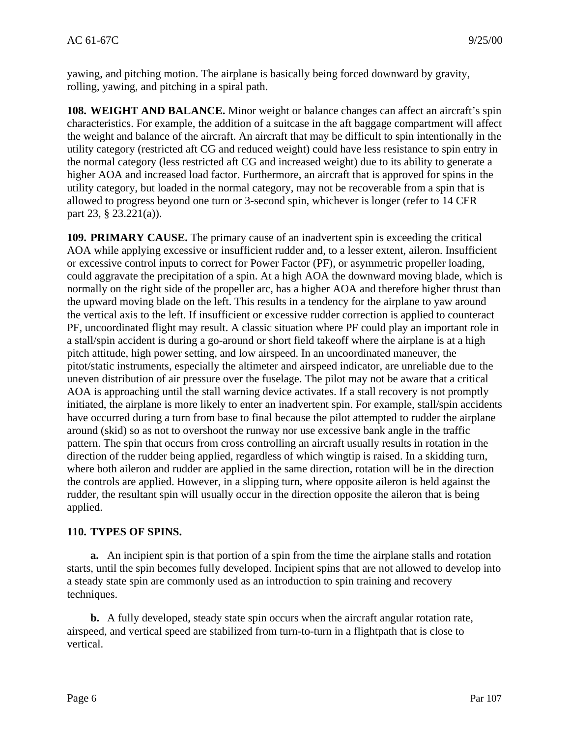yawing, and pitching motion. The airplane is basically being forced downward by gravity, rolling, yawing, and pitching in a spiral path.

**108. WEIGHT AND BALANCE.** Minor weight or balance changes can affect an aircraft's spin characteristics. For example, the addition of a suitcase in the aft baggage compartment will affect the weight and balance of the aircraft. An aircraft that may be difficult to spin intentionally in the utility category (restricted aft CG and reduced weight) could have less resistance to spin entry in the normal category (less restricted aft CG and increased weight) due to its ability to generate a higher AOA and increased load factor. Furthermore, an aircraft that is approved for spins in the utility category, but loaded in the normal category, may not be recoverable from a spin that is allowed to progress beyond one turn or 3-second spin, whichever is longer (refer to 14 CFR part 23, § 23.221(a)).

**109. PRIMARY CAUSE.** The primary cause of an inadvertent spin is exceeding the critical AOA while applying excessive or insufficient rudder and, to a lesser extent, aileron. Insufficient or excessive control inputs to correct for Power Factor (PF), or asymmetric propeller loading, could aggravate the precipitation of a spin. At a high AOA the downward moving blade, which is normally on the right side of the propeller arc, has a higher AOA and therefore higher thrust than the upward moving blade on the left. This results in a tendency for the airplane to yaw around the vertical axis to the left. If insufficient or excessive rudder correction is applied to counteract PF, uncoordinated flight may result. A classic situation where PF could play an important role in a stall/spin accident is during a go-around or short field takeoff where the airplane is at a high pitch attitude, high power setting, and low airspeed. In an uncoordinated maneuver, the pitot/static instruments, especially the altimeter and airspeed indicator, are unreliable due to the uneven distribution of air pressure over the fuselage. The pilot may not be aware that a critical AOA is approaching until the stall warning device activates. If a stall recovery is not promptly initiated, the airplane is more likely to enter an inadvertent spin. For example, stall/spin accidents have occurred during a turn from base to final because the pilot attempted to rudder the airplane around (skid) so as not to overshoot the runway nor use excessive bank angle in the traffic pattern. The spin that occurs from cross controlling an aircraft usually results in rotation in the direction of the rudder being applied, regardless of which wingtip is raised. In a skidding turn, where both aileron and rudder are applied in the same direction, rotation will be in the direction the controls are applied. However, in a slipping turn, where opposite aileron is held against the rudder, the resultant spin will usually occur in the direction opposite the aileron that is being applied.

**110. TYPES OF SPINS.**

**a.** An incipient spin is that portion of a spin from the time the airplane stalls and rotation starts, until the spin becomes fully developed. Incipient spins that are not allowed to develop into a steady state spin are commonly used as an introduction to spin training and recovery techniques.

**b.** A fully developed, steady state spin occurs when the aircraft angular rotation rate, airspeed, and vertical speed are stabilized from turn-to-turn in a flightpath that is close to vertical.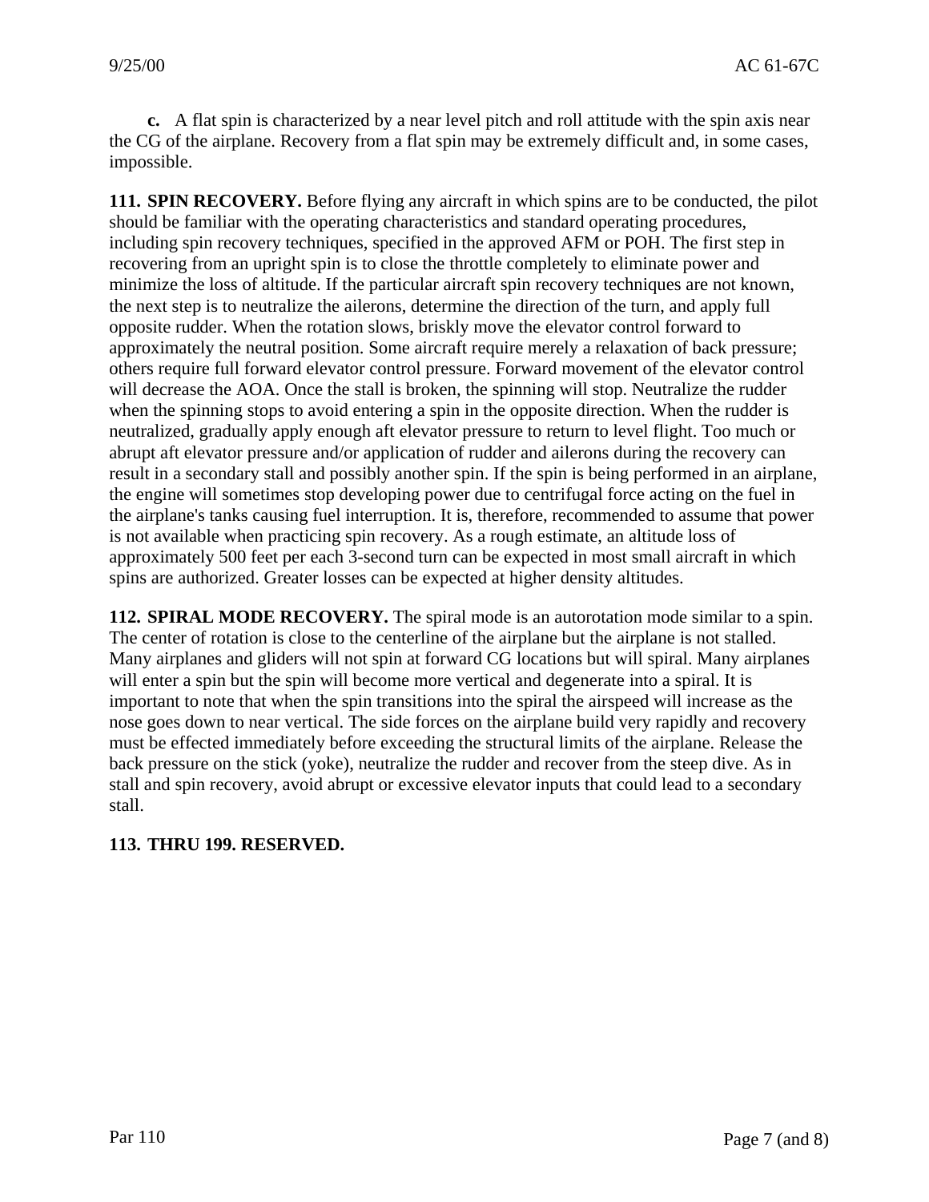**c.** A flat spin is characterized by a near level pitch and roll attitude with the spin axis near the CG of the airplane. Recovery from a flat spin may be extremely difficult and, in some cases, impossible.

**111. SPIN RECOVERY.** Before flying any aircraft in which spins are to be conducted, the pilot should be familiar with the operating characteristics and standard operating procedures, including spin recovery techniques, specified in the approved AFM or POH. The first step in recovering from an upright spin is to close the throttle completely to eliminate power and minimize the loss of altitude. If the particular aircraft spin recovery techniques are not known, the next step is to neutralize the ailerons, determine the direction of the turn, and apply full opposite rudder. When the rotation slows, briskly move the elevator control forward to approximately the neutral position. Some aircraft require merely a relaxation of back pressure; others require full forward elevator control pressure. Forward movement of the elevator control will decrease the AOA. Once the stall is broken, the spinning will stop. Neutralize the rudder when the spinning stops to avoid entering a spin in the opposite direction. When the rudder is neutralized, gradually apply enough aft elevator pressure to return to level flight. Too much or abrupt aft elevator pressure and/or application of rudder and ailerons during the recovery can result in a secondary stall and possibly another spin. If the spin is being performed in an airplane, the engine will sometimes stop developing power due to centrifugal force acting on the fuel in the airplane's tanks causing fuel interruption. It is, therefore, recommended to assume that power is not available when practicing spin recovery. As a rough estimate, an altitude loss of approximately 500 feet per each 3-second turn can be expected in most small aircraft in which spins are authorized. Greater losses can be expected at higher density altitudes.

**112. SPIRAL MODE RECOVERY.** The spiral mode is an autorotation mode similar to a spin. The center of rotation is close to the centerline of the airplane but the airplane is not stalled. Many airplanes and gliders will not spin at forward CG locations but will spiral. Many airplanes will enter a spin but the spin will become more vertical and degenerate into a spiral. It is important to note that when the spin transitions into the spiral the airspeed will increase as the nose goes down to near vertical. The side forces on the airplane build very rapidly and recovery must be effected immediately before exceeding the structural limits of the airplane. Release the back pressure on the stick (yoke), neutralize the rudder and recover from the steep dive. As in stall and spin recovery, avoid abrupt or excessive elevator inputs that could lead to a secondary stall.

**113. THRU 199. RESERVED.**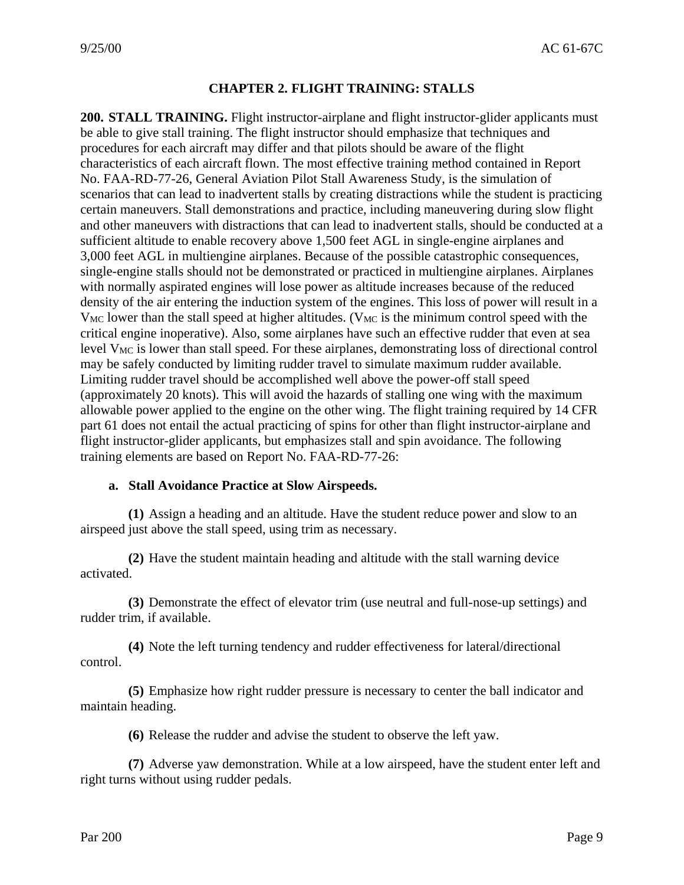## CHAPTER 2. FLIGHT TRAINING: STALLS

**200. STALL TRAINING.** Flight instructor-airplane and flight instructor-glider applicants must be able to give stall training. The flight instructor should emphasize that techniques and procedures for each aircraft may differ and that pilots should be aware of the flight characteristics of each aircraft flown. The most effective training method contained in Report No. FAA-RD-77-26, General Aviation Pilot Stall Awareness Study, is the simulation of scenarios that can lead to inadvertent stalls by creating distractions while the student is practicing certain maneuvers. Stall demonstrations and practice, including maneuvering during slow flight and other maneuvers with distractions that can lead to inadvertent stalls, should be conducted at a sufficient altitude to enable recovery above 1,500 feet AGL in single-engine airplanes and 3,000 feet AGL in multiengine airplanes. Because of the possible catastrophic consequences, single-engine stalls should not be demonstrated or practiced in multiengine airplanes. Airplanes with normally aspirated engines will lose power as altitude increases because of the reduced density of the air entering the induction system of the engines. This loss of power will result in a $V_{MC}$ lower than the stall speed at higher altitudes. ($V_{MC}$ is the minimum control speed with the critical engine inoperative). Also, some airplanes have such an effective rudder that even at sea level $V_{MC}$ is lower than stall speed. For these airplanes, demonstrating loss of directional control may be safely conducted by limiting rudder travel to simulate maximum rudder available. Limiting rudder travel should be accomplished well above the power-off stall speed (approximately 20 knots). This will avoid the hazards of stalling one wing with the maximum allowable power applied to the engine on the other wing. The flight training required by 14 CFR part 61 does not entail the actual practicing of spins for other than flight instructor-airplane and flight instructor-glider applicants, but emphasizes stall and spin avoidance. The following training elements are based on Report No. FAA-RD-77-26:

**a. Stall Avoidance Practice at Slow Airspeeds.**

**(1)** Assign a heading and an altitude. Have the student reduce power and slow to an airspeed just above the stall speed, using trim as necessary.

**(2)** Have the student maintain heading and altitude with the stall warning device activated.

**(3)** Demonstrate the effect of elevator trim (use neutral and full-nose-up settings) and rudder trim, if available.

**(4)** Note the left turning tendency and rudder effectiveness for lateral/directional control.

**(5)** Emphasize how right rudder pressure is necessary to center the ball indicator and maintain heading.

**(6)** Release the rudder and advise the student to observe the left yaw.

**(7)** Adverse yaw demonstration. While at a low airspeed, have the student enter left and right turns without using rudder pedals.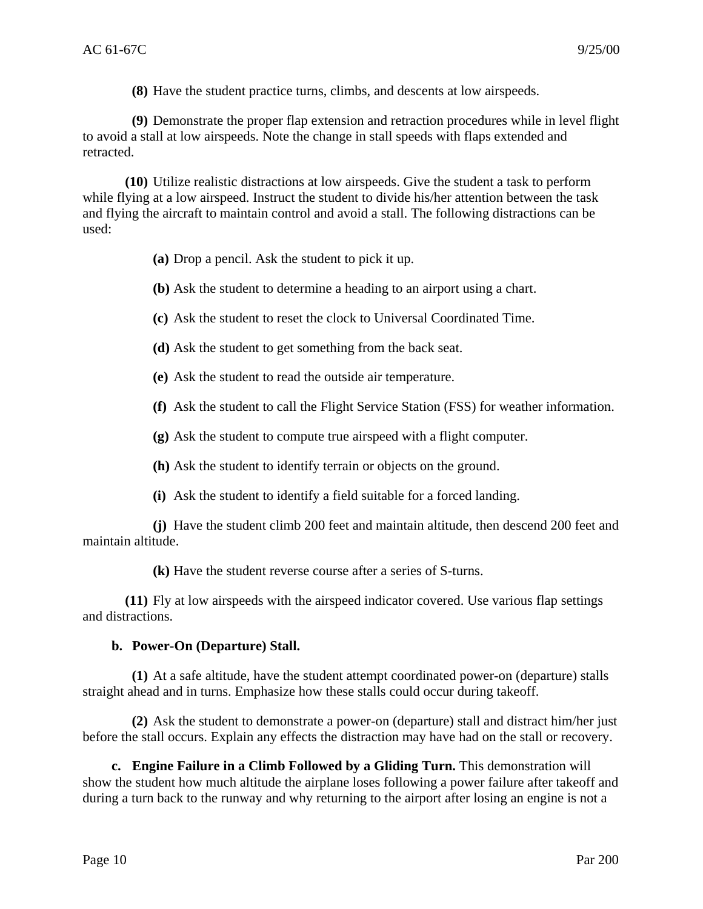**(8)** Have the student practice turns, climbs, and descents at low airspeeds.

**(9)** Demonstrate the proper flap extension and retraction procedures while in level flight to avoid a stall at low airspeeds. Note the change in stall speeds with flaps extended and retracted.

**(10)** Utilize realistic distractions at low airspeeds. Give the student a task to perform while flying at a low airspeed. Instruct the student to divide his/her attention between the task and flying the aircraft to maintain control and avoid a stall. The following distractions can be used:

**(a)** Drop a pencil. Ask the student to pick it up.

**(b)** Ask the student to determine a heading to an airport using a chart.

**(c)** Ask the student to reset the clock to Universal Coordinated Time.

**(d)** Ask the student to get something from the back seat.

**(e)** Ask the student to read the outside air temperature.

**(f)** Ask the student to call the Flight Service Station (FSS) for weather information.

**(g)** Ask the student to compute true airspeed with a flight computer.

**(h)** Ask the student to identify terrain or objects on the ground.

**(i)** Ask the student to identify a field suitable for a forced landing.

**(j)** Have the student climb 200 feet and maintain altitude, then descend 200 feet and maintain altitude.

**(k)** Have the student reverse course after a series of S-turns.

**(11)** Fly at low airspeeds with the airspeed indicator covered. Use various flap settings and distractions.

**b. Power-On (Departure) Stall.**

**(1)** At a safe altitude, have the student attempt coordinated power-on (departure) stalls straight ahead and in turns. Emphasize how these stalls could occur during takeoff.

**(2)** Ask the student to demonstrate a power-on (departure) stall and distract him/her just before the stall occurs. Explain any effects the distraction may have had on the stall or recovery.

**c. Engine Failure in a Climb Followed by a Gliding Turn.** This demonstration will show the student how much altitude the airplane loses following a power failure after takeoff and during a turn back to the runway and why returning to the airport after losing an engine is not a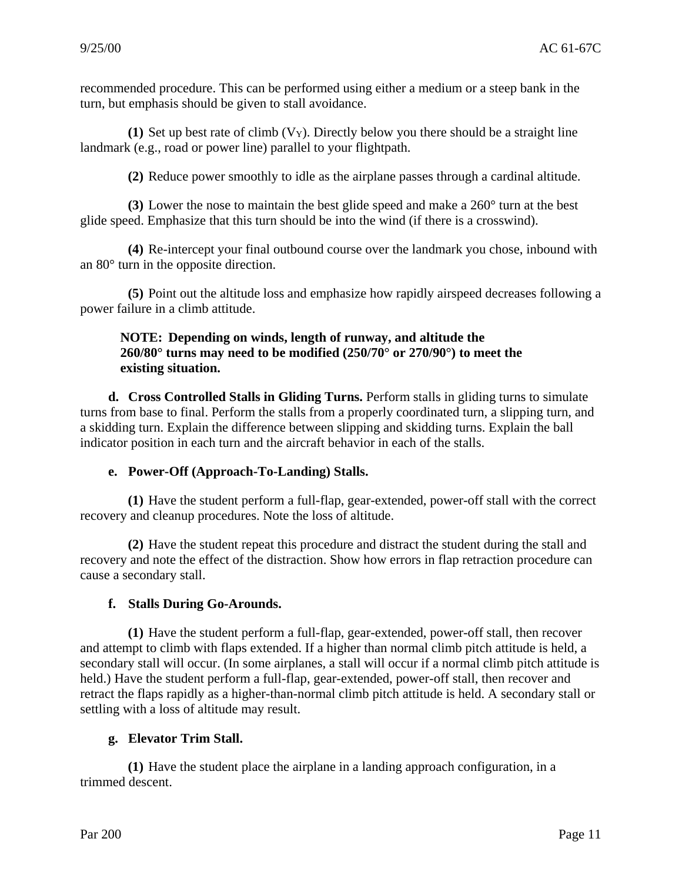recommended procedure. This can be performed using either a medium or a steep bank in the turn, but emphasis should be given to stall avoidance.

**(1)** Set up best rate of climb ($V_Y$). Directly below you there should be a straight line landmark (e.g., road or power line) parallel to your flightpath.

**(2)** Reduce power smoothly to idle as the airplane passes through a cardinal altitude.

**(3)** Lower the nose to maintain the best glide speed and make a 260° turn at the best glide speed. Emphasize that this turn should be into the wind (if there is a crosswind).

**(4)** Re-intercept your final outbound course over the landmark you chose, inbound with an 80° turn in the opposite direction.

**(5)** Point out the altitude loss and emphasize how rapidly airspeed decreases following a power failure in a climb attitude.

**NOTE: Depending on winds, length of runway, and altitude the 260/80° turns may need to be modified (250/70° or 270/90°) to meet the existing situation.**

**d. Cross Controlled Stalls in Gliding Turns.** Perform stalls in gliding turns to simulate turns from base to final. Perform the stalls from a properly coordinated turn, a slipping turn, and a skidding turn. Explain the difference between slipping and skidding turns. Explain the ball indicator position in each turn and the aircraft behavior in each of the stalls.

**e. Power-Off (Approach-To-Landing) Stalls.**

**(1)** Have the student perform a full-flap, gear-extended, power-off stall with the correct recovery and cleanup procedures. Note the loss of altitude.

**(2)** Have the student repeat this procedure and distract the student during the stall and recovery and note the effect of the distraction. Show how errors in flap retraction procedure can cause a secondary stall.

**f. Stalls During Go-Arounds.**

**(1)** Have the student perform a full-flap, gear-extended, power-off stall, then recover and attempt to climb with flaps extended. If a higher than normal climb pitch attitude is held, a secondary stall will occur. (In some airplanes, a stall will occur if a normal climb pitch attitude is held.) Have the student perform a full-flap, gear-extended, power-off stall, then recover and retract the flaps rapidly as a higher-than-normal climb pitch attitude is held. A secondary stall or settling with a loss of altitude may result.

**g. Elevator Trim Stall.**

**(1)** Have the student place the airplane in a landing approach configuration, in a trimmed descent.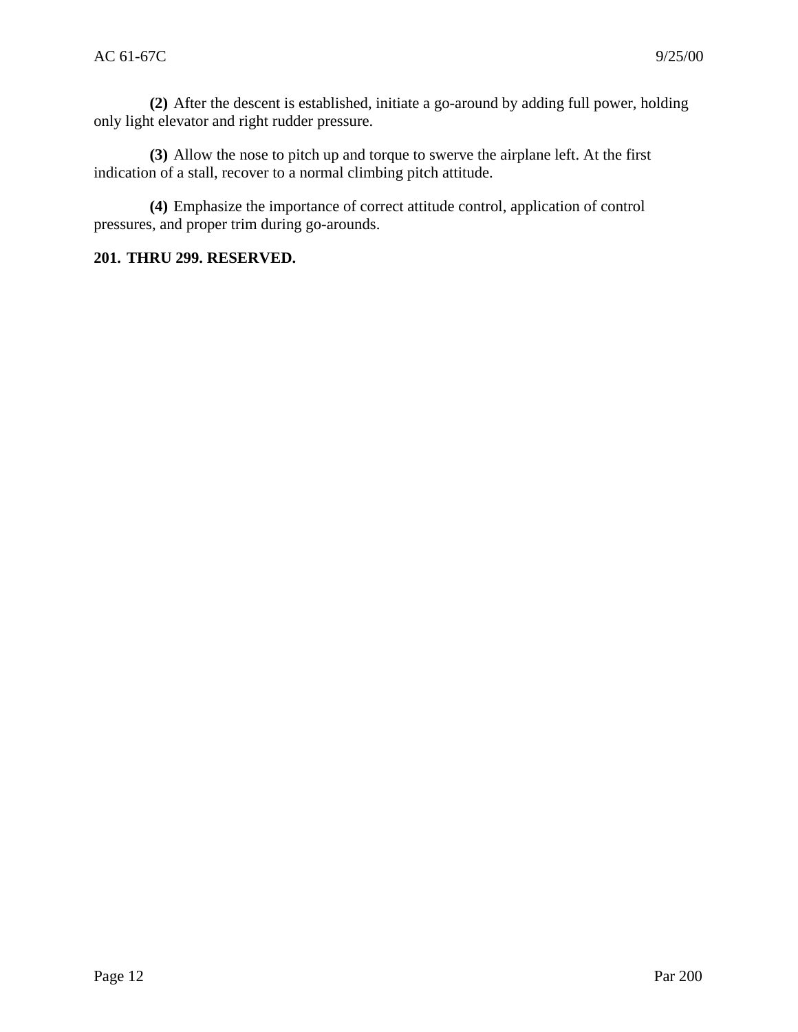**(2)** After the descent is established, initiate a go-around by adding full power, holding only light elevator and right rudder pressure.

**(3)** Allow the nose to pitch up and torque to swerve the airplane left. At the first indication of a stall, recover to a normal climbing pitch attitude.

**(4)** Emphasize the importance of correct attitude control, application of control pressures, and proper trim during go-arounds.

**201. THRU 299. RESERVED.**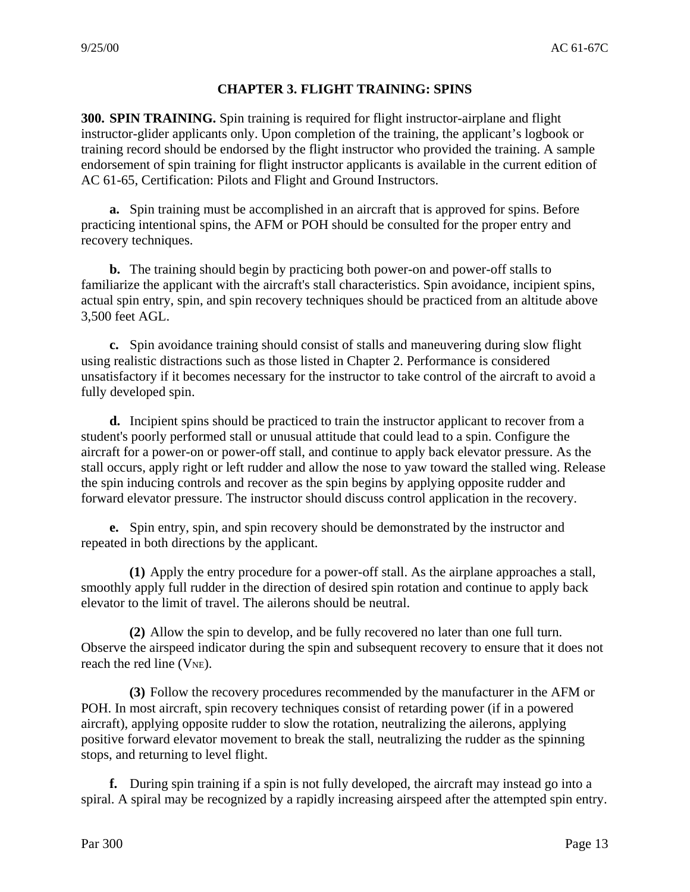# CHAPTER 3. FLIGHT TRAINING: SPINS

**300. SPIN TRAINING.** Spin training is required for flight instructor-airplane and flight instructor-glider applicants only. Upon completion of the training, the applicant's logbook or training record should be endorsed by the flight instructor who provided the training. A sample endorsement of spin training for flight instructor applicants is available in the current edition of AC 61-65, Certification: Pilots and Flight and Ground Instructors.

**a.** Spin training must be accomplished in an aircraft that is approved for spins. Before practicing intentional spins, the AFM or POH should be consulted for the proper entry and recovery techniques.

**b.** The training should begin by practicing both power-on and power-off stalls to familiarize the applicant with the aircraft's stall characteristics. Spin avoidance, incipient spins, actual spin entry, spin, and spin recovery techniques should be practiced from an altitude above 3,500 feet AGL.

**c.** Spin avoidance training should consist of stalls and maneuvering during slow flight using realistic distractions such as those listed in Chapter 2. Performance is considered unsatisfactory if it becomes necessary for the instructor to take control of the aircraft to avoid a fully developed spin.

**d.** Incipient spins should be practiced to train the instructor applicant to recover from a student's poorly performed stall or unusual attitude that could lead to a spin. Configure the aircraft for a power-on or power-off stall, and continue to apply back elevator pressure. As the stall occurs, apply right or left rudder and allow the nose to yaw toward the stalled wing. Release the spin inducing controls and recover as the spin begins by applying opposite rudder and forward elevator pressure. The instructor should discuss control application in the recovery.

**e.** Spin entry, spin, and spin recovery should be demonstrated by the instructor and repeated in both directions by the applicant.

**(1)** Apply the entry procedure for a power-off stall. As the airplane approaches a stall, smoothly apply full rudder in the direction of desired spin rotation and continue to apply back elevator to the limit of travel. The ailerons should be neutral.

**(2)** Allow the spin to develop, and be fully recovered no later than one full turn. Observe the airspeed indicator during the spin and subsequent recovery to ensure that it does not reach the red line ($V_{NE}$).

**(3)** Follow the recovery procedures recommended by the manufacturer in the AFM or POH. In most aircraft, spin recovery techniques consist of retarding power (if in a powered aircraft), applying opposite rudder to slow the rotation, neutralizing the ailerons, applying positive forward elevator movement to break the stall, neutralizing the rudder as the spinning stops, and returning to level flight.

**f.** During spin training if a spin is not fully developed, the aircraft may instead go into a spiral. A spiral may be recognized by a rapidly increasing airspeed after the attempted spin entry.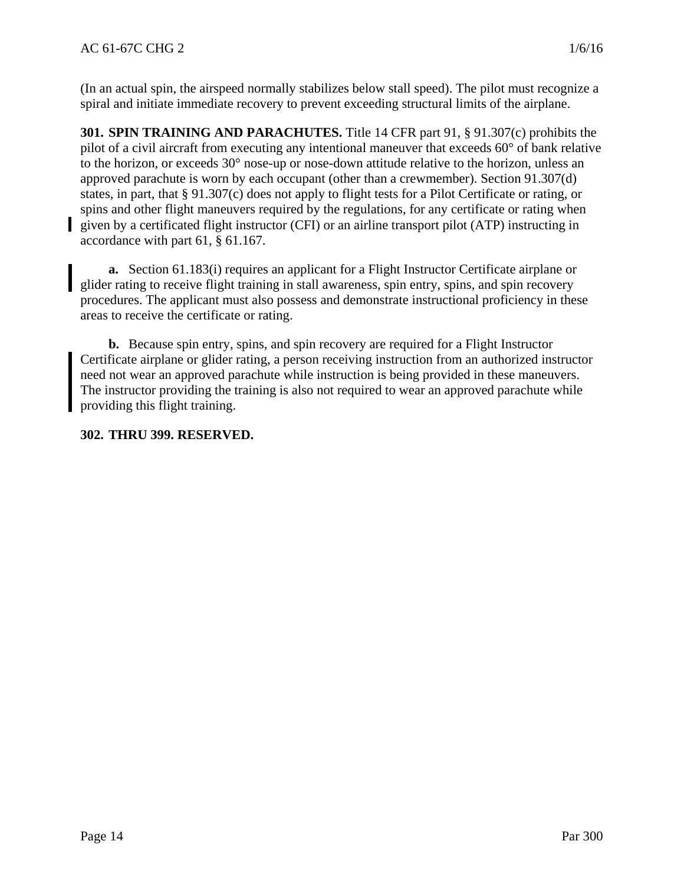(In an actual spin, the airspeed normally stabilizes below stall speed). The pilot must recognize a spiral and initiate immediate recovery to prevent exceeding structural limits of the airplane.

**301. SPIN TRAINING AND PARACHUTES.** Title 14 CFR part 91, § 91.307(c) prohibits the pilot of a civil aircraft from executing any intentional maneuver that exceeds 60° of bank relative to the horizon, or exceeds 30° nose-up or nose-down attitude relative to the horizon, unless an approved parachute is worn by each occupant (other than a crewmember). Section 91.307(d) states, in part, that § 91.307(c) does not apply to flight tests for a Pilot Certificate or rating, or spins and other flight maneuvers required by the regulations, for any certificate or rating when given by a certificated flight instructor (CFI) or an airline transport pilot (ATP) instructing in accordance with part 61, § 61.167.

**a.** Section 61.183(i) requires an applicant for a Flight Instructor Certificate airplane or glider rating to receive flight training in stall awareness, spin entry, spins, and spin recovery procedures. The applicant must also possess and demonstrate instructional proficiency in these areas to receive the certificate or rating.

**b.** Because spin entry, spins, and spin recovery are required for a Flight Instructor Certificate airplane or glider rating, a person receiving instruction from an authorized instructor need not wear an approved parachute while instruction is being provided in these maneuvers. The instructor providing the training is also not required to wear an approved parachute while providing this flight training.

**302. THRU 399. RESERVED.**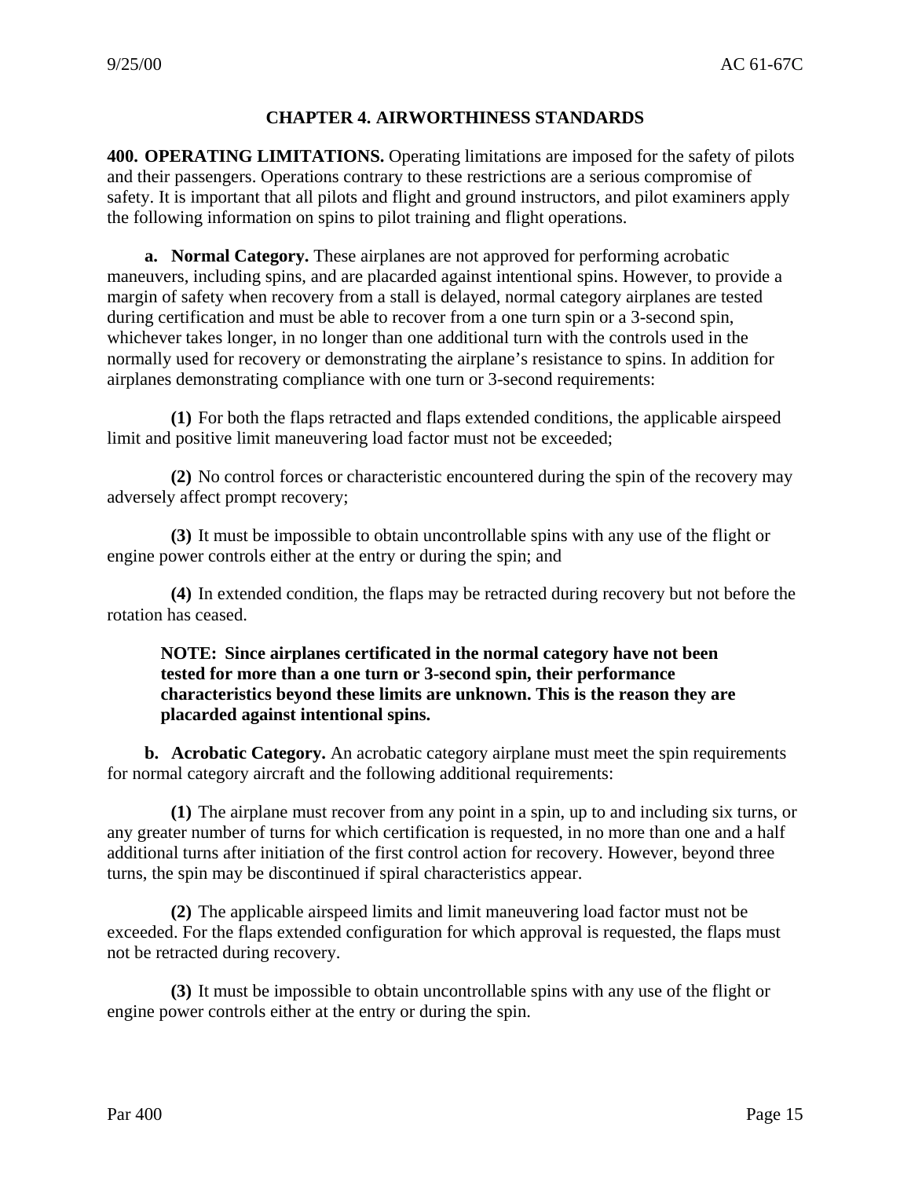# CHAPTER 4. AIRWORTHINESS STANDARDS

**400. OPERATING LIMITATIONS.** Operating limitations are imposed for the safety of pilots and their passengers. Operations contrary to these restrictions are a serious compromise of safety. It is important that all pilots and flight and ground instructors, and pilot examiners apply the following information on spins to pilot training and flight operations.

**a. Normal Category.** These airplanes are not approved for performing acrobatic maneuvers, including spins, and are placarded against intentional spins. However, to provide a margin of safety when recovery from a stall is delayed, normal category airplanes are tested during certification and must be able to recover from a one turn spin or a 3-second spin, whichever takes longer, in no longer than one additional turn with the controls used in the normally used for recovery or demonstrating the airplane's resistance to spins. In addition for airplanes demonstrating compliance with one turn or 3-second requirements:

**(1)** For both the flaps retracted and flaps extended conditions, the applicable airspeed limit and positive limit maneuvering load factor must not be exceeded;

**(2)** No control forces or characteristic encountered during the spin of the recovery may adversely affect prompt recovery;

**(3)** It must be impossible to obtain uncontrollable spins with any use of the flight or engine power controls either at the entry or during the spin; and

**(4)** In extended condition, the flaps may be retracted during recovery but not before the rotation has ceased.

**NOTE: Since airplanes certificated in the normal category have not been tested for more than a one turn or 3-second spin, their performance characteristics beyond these limits are unknown. This is the reason they are placarded against intentional spins.**

**b. Acrobatic Category.** An acrobatic category airplane must meet the spin requirements for normal category aircraft and the following additional requirements:

**(1)** The airplane must recover from any point in a spin, up to and including six turns, or any greater number of turns for which certification is requested, in no more than one and a half additional turns after initiation of the first control action for recovery. However, beyond three turns, the spin may be discontinued if spiral characteristics appear.

**(2)** The applicable airspeed limits and limit maneuvering load factor must not be exceeded. For the flaps extended configuration for which approval is requested, the flaps must not be retracted during recovery.

**(3)** It must be impossible to obtain uncontrollable spins with any use of the flight or engine power controls either at the entry or during the spin.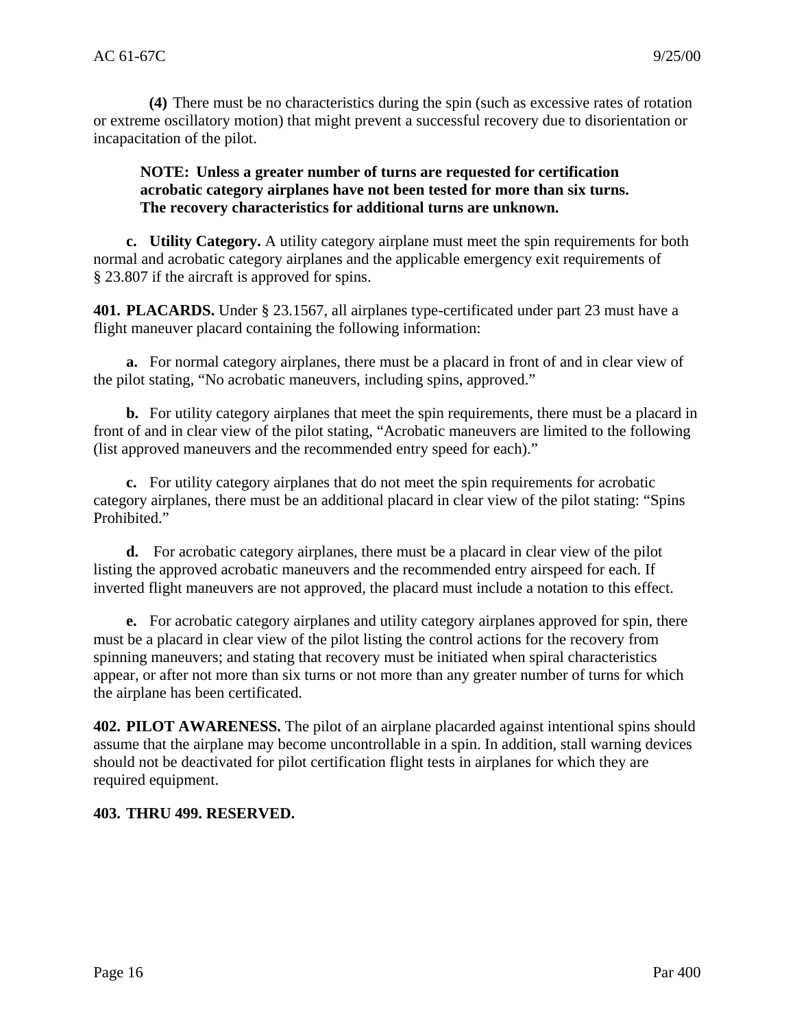**(4)** There must be no characteristics during the spin (such as excessive rates of rotation or extreme oscillatory motion) that might prevent a successful recovery due to disorientation or incapacitation of the pilot.

**NOTE: Unless a greater number of turns are requested for certification acrobatic category airplanes have not been tested for more than six turns. The recovery characteristics for additional turns are unknown.**

**c. Utility Category.** A utility category airplane must meet the spin requirements for both normal and acrobatic category airplanes and the applicable emergency exit requirements of § 23.807 if the aircraft is approved for spins.

**401. PLACARDS.** Under § 23.1567, all airplanes type-certificated under part 23 must have a flight maneuver placard containing the following information:

**a.** For normal category airplanes, there must be a placard in front of and in clear view of the pilot stating, "No acrobatic maneuvers, including spins, approved."

**b.** For utility category airplanes that meet the spin requirements, there must be a placard in front of and in clear view of the pilot stating, "Acrobatic maneuvers are limited to the following (list approved maneuvers and the recommended entry speed for each)."

**c.** For utility category airplanes that do not meet the spin requirements for acrobatic category airplanes, there must be an additional placard in clear view of the pilot stating: "Spins Prohibited."

**d.** For acrobatic category airplanes, there must be a placard in clear view of the pilot listing the approved acrobatic maneuvers and the recommended entry airspeed for each. If inverted flight maneuvers are not approved, the placard must include a notation to this effect.

**e.** For acrobatic category airplanes and utility category airplanes approved for spin, there must be a placard in clear view of the pilot listing the control actions for the recovery from spinning maneuvers; and stating that recovery must be initiated when spiral characteristics appear, or after not more than six turns or not more than any greater number of turns for which the airplane has been certificated.

**402. PILOT AWARENESS.** The pilot of an airplane placarded against intentional spins should assume that the airplane may become uncontrollable in a spin. In addition, stall warning devices should not be deactivated for pilot certification flight tests in airplanes for which they are required equipment.

**403. THRU 499. RESERVED.**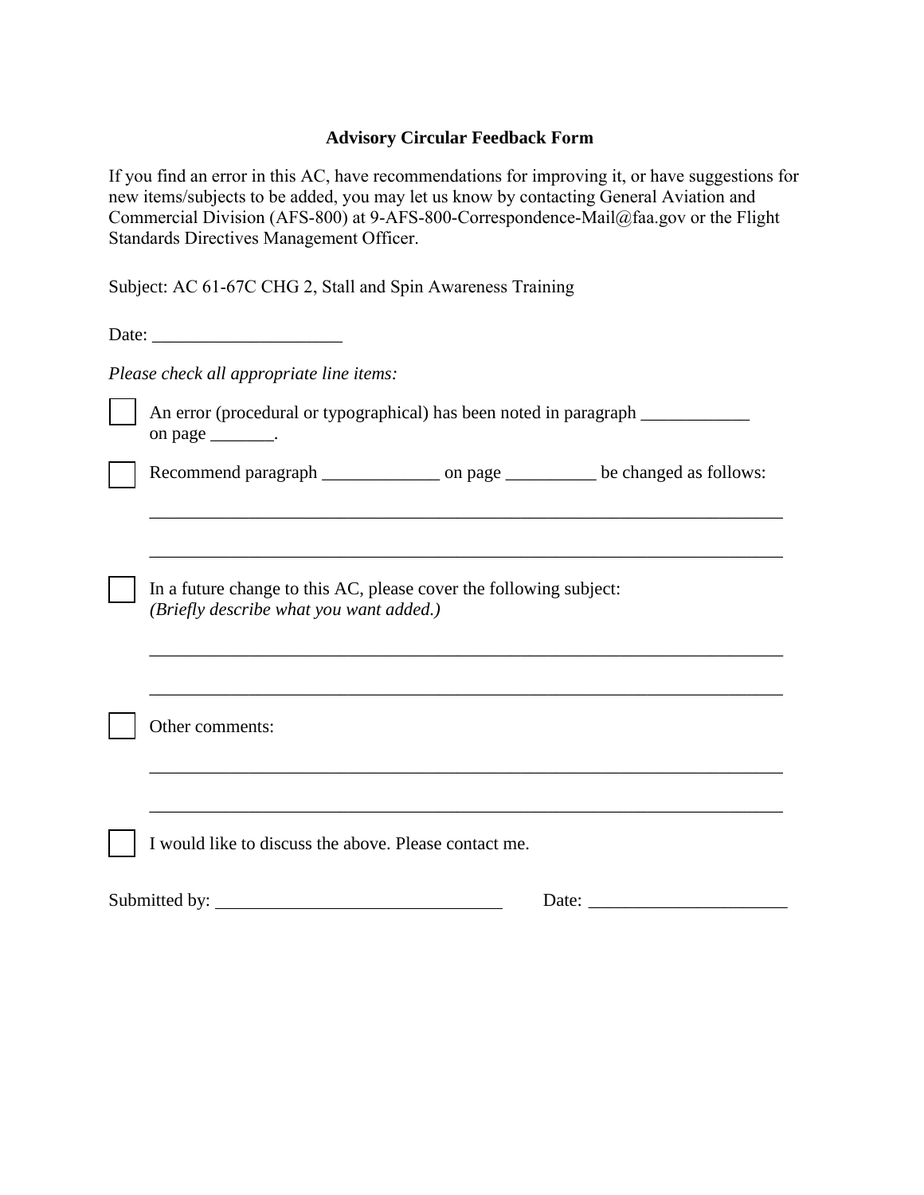# Advisory Circular Feedback Form

If you find an error in this AC, have recommendations for improving it, or have suggestions for new items/subjects to be added, you may let us know by contacting General Aviation and Commercial Division (AFS-800) at 9-AFS-800-Correspondence-Mail@faa.gov or the Flight Standards Directives Management Officer.

Subject: AC 61-67C CHG 2, Stall and Spin Awareness Training

Date: _____________________

*Please check all appropriate line items:*

☐ An error (procedural or typographical) has been noted in paragraph ____________ on page _______.

☐ Recommend paragraph _____________ on page __________ be changed as follows:

______________________________________________________________________

______________________________________________________________________

☐ In a future change to this AC, please cover the following subject:
*(Briefly describe what you want added.)*

______________________________________________________________________

______________________________________________________________________

☐ Other comments:

______________________________________________________________________

______________________________________________________________________

☐ I would like to discuss the above. Please contact me.

Submitted by: ________________________________ Date: ______________________